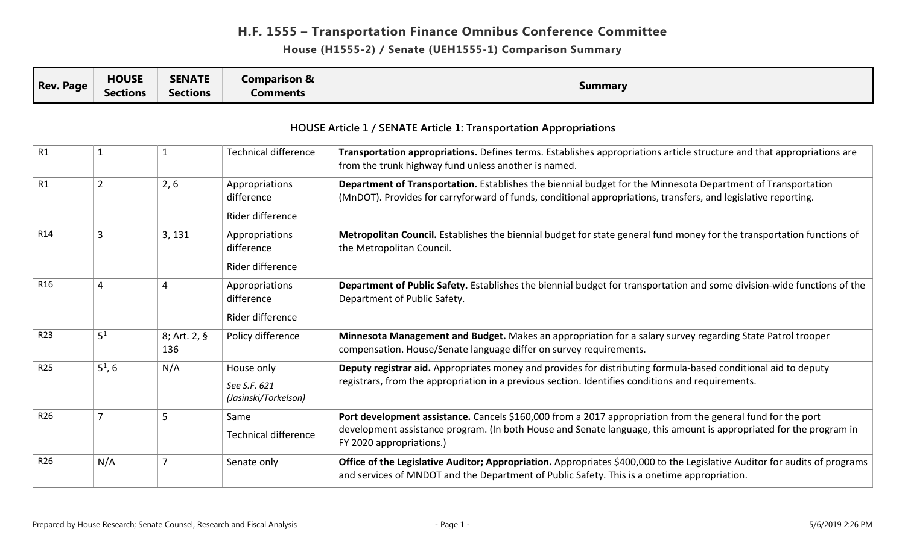# H.F. 1555 – Transportation Finance Omnibus Conference Committee

## House (H1555-2) / Senate (UEH1555-1) Comparison Summary

### HOUSE Article 1 / SENATE Article 1: Transportation Appropriations

| Rev. Page | HOUSE Sections | SENATE Sections | Comparison & Comments | Summary |
|---|---|---|---|---|
| R1 | 1 | 1 | Technical difference | **Transportation appropriations.** Defines terms. Establishes appropriations article structure and that appropriations are from the trunk highway fund unless another is named. |
| R1 | 2 | 2, 6 | Appropriations difference<br>Rider difference | **Department of Transportation.** Establishes the biennial budget for the Minnesota Department of Transportation (MnDOT). Provides for carryforward of funds, conditional appropriations, transfers, and legislative reporting. |
| R14 | 3 | 3, 131 | Appropriations difference<br>Rider difference | **Metropolitan Council.** Establishes the biennial budget for state general fund money for the transportation functions of the Metropolitan Council. |
| R16 | 4 | 4 | Appropriations difference<br>Rider difference | **Department of Public Safety.** Establishes the biennial budget for transportation and some division-wide functions of the Department of Public Safety. |
| R23 | 5[1] | 8; Art. 2, § 136 | Policy difference | **Minnesota Management and Budget.** Makes an appropriation for a salary survey regarding State Patrol trooper compensation. House/Senate language differ on survey requirements. |
| R25 | 5[1], 6 | N/A | House only<br>*See S.F. 621 (Jasinski/Torkelson)* | **Deputy registrar aid.** Appropriates money and provides for distributing formula-based conditional aid to deputy registrars, from the appropriation in a previous section. Identifies conditions and requirements. |
| R26 | 7 | 5 | Same<br>Technical difference | **Port development assistance.** Cancels $160,000 from a 2017 appropriation from the general fund for the port development assistance program. (In both House and Senate language, this amount is appropriated for the program in FY 2020 appropriations.) |
| R26 | N/A | 7 | Senate only | **Office of the Legislative Auditor; Appropriation.** Appropriates $400,000 to the Legislative Auditor for audits of programs and services of MNDOT and the Department of Public Safety. This is a onetime appropriation. |

Prepared by House Research; Senate Counsel, Research and Fiscal Analysis

5/6/2019 2:26 PM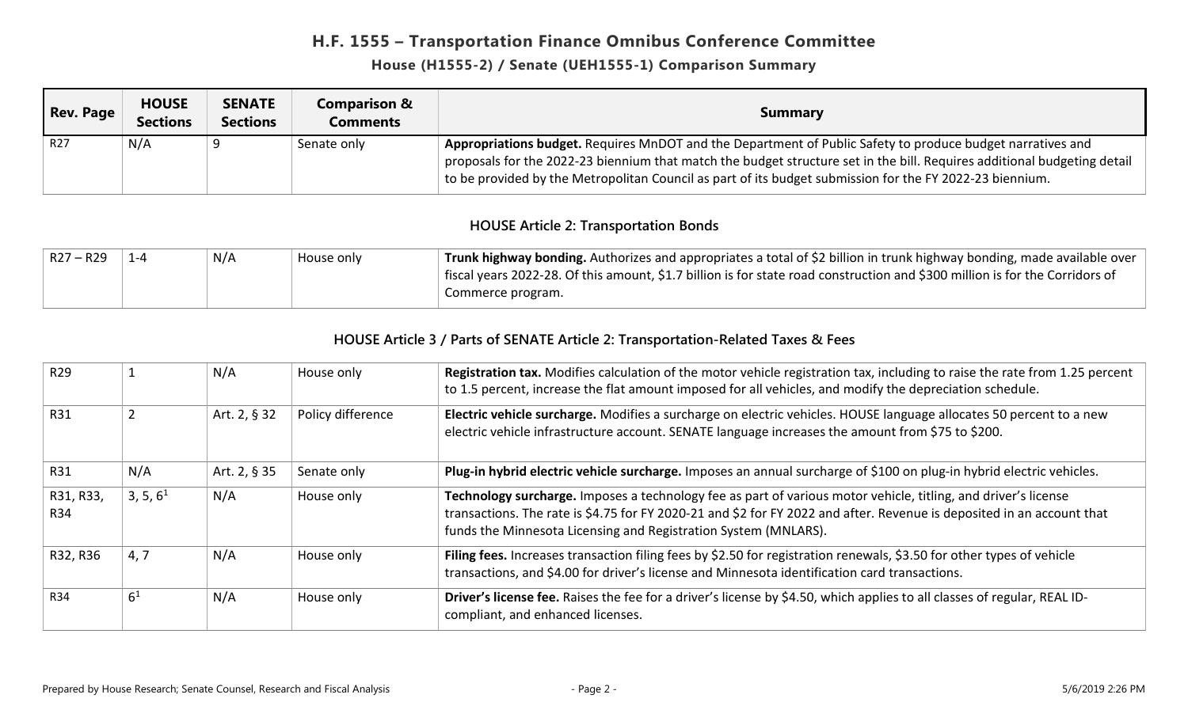# H.F. 1555 – Transportation Finance Omnibus Conference Committee

## House (H1555-2) / Senate (UEH1555-1) Comparison Summary

| Rev. Page | HOUSE Sections | SENATE Sections | Comparison & Comments | Summary |
|---|---|---|---|---|
| R27 | N/A | 9 | Senate only | **Appropriations budget.** Requires MnDOT and the Department of Public Safety to produce budget narratives and proposals for the 2022-23 biennium that match the budget structure set in the bill. Requires additional budgeting detail to be provided by the Metropolitan Council as part of its budget submission for the FY 2022-23 biennium. |

### HOUSE Article 2: Transportation Bonds

| Rev. Page | HOUSE Sections | SENATE Sections | Comparison & Comments | Summary |
|---|---|---|---|---|
| R27 – R29 | 1-4 | N/A | House only | **Trunk highway bonding.** Authorizes and appropriates a total of $2 billion in trunk highway bonding, made available over fiscal years 2022-28. Of this amount, $1.7 billion is for state road construction and $300 million is for the Corridors of Commerce program. |

### HOUSE Article 3 / Parts of SENATE Article 2: Transportation-Related Taxes & Fees

| Rev. Page | HOUSE Sections | SENATE Sections | Comparison & Comments | Summary |
|---|---|---|---|---|
| R29 | 1 | N/A | House only | **Registration tax.** Modifies calculation of the motor vehicle registration tax, including to raise the rate from 1.25 percent to 1.5 percent, increase the flat amount imposed for all vehicles, and modify the depreciation schedule. |
| R31 | 2 | Art. 2, § 32 | Policy difference | **Electric vehicle surcharge.** Modifies a surcharge on electric vehicles. HOUSE language allocates 50 percent to a new electric vehicle infrastructure account. SENATE language increases the amount from $75 to $200. |
| R31 | N/A | Art. 2, § 35 | Senate only | **Plug-in hybrid electric vehicle surcharge.** Imposes an annual surcharge of $100 on plug-in hybrid electric vehicles. |
| R31, R33, R34 | 3, 5, 6[1] | N/A | House only | **Technology surcharge.** Imposes a technology fee as part of various motor vehicle, titling, and driver's license transactions. The rate is $4.75 for FY 2020-21 and $2 for FY 2022 and after. Revenue is deposited in an account that funds the Minnesota Licensing and Registration System (MNLARS). |
| R32, R36 | 4, 7 | N/A | House only | **Filing fees.** Increases transaction filing fees by $2.50 for registration renewals, $3.50 for other types of vehicle transactions, and $4.00 for driver's license and Minnesota identification card transactions. |
| R34 | 6[1] | N/A | House only | **Driver's license fee.** Raises the fee for a driver's license by $4.50, which applies to all classes of regular, REAL ID-compliant, and enhanced licenses. |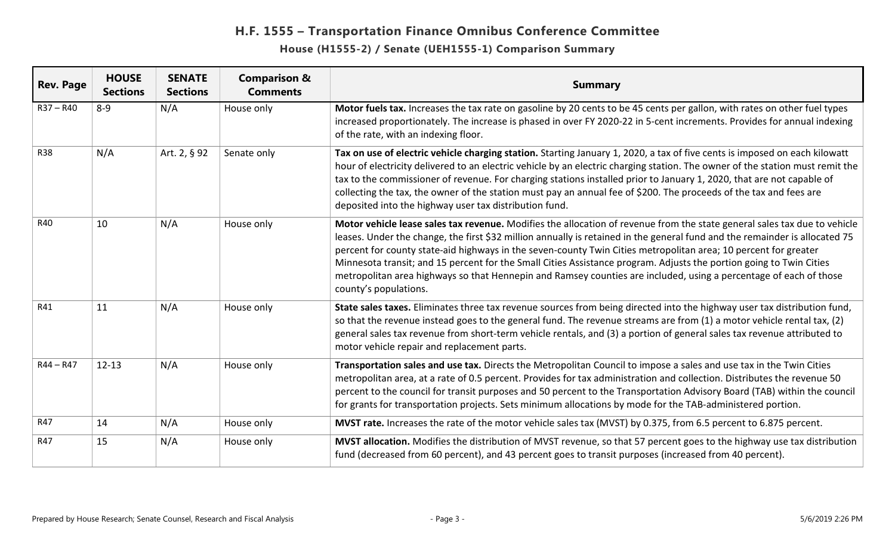# H.F. 1555 – Transportation Finance Omnibus Conference Committee

## House (H1555-2) / Senate (UEH1555-1) Comparison Summary

| Rev. Page | HOUSE Sections | SENATE Sections | Comparison & Comments | Summary |
|---|---|---|---|---|
| R37 – R40 | 8-9 | N/A | House only | **Motor fuels tax.** Increases the tax rate on gasoline by 20 cents to be 45 cents per gallon, with rates on other fuel types increased proportionately. The increase is phased in over FY 2020-22 in 5-cent increments. Provides for annual indexing of the rate, with an indexing floor. |
| R38 | N/A | Art. 2, § 92 | Senate only | **Tax on use of electric vehicle charging station.** Starting January 1, 2020, a tax of five cents is imposed on each kilowatt hour of electricity delivered to an electric vehicle by an electric charging station. The owner of the station must remit the tax to the commissioner of revenue. For charging stations installed prior to January 1, 2020, that are not capable of collecting the tax, the owner of the station must pay an annual fee of $200. The proceeds of the tax and fees are deposited into the highway user tax distribution fund. |
| R40 | 10 | N/A | House only | **Motor vehicle lease sales tax revenue.** Modifies the allocation of revenue from the state general sales tax due to vehicle leases. Under the change, the first $32 million annually is retained in the general fund and the remainder is allocated 75 percent for county state-aid highways in the seven-county Twin Cities metropolitan area; 10 percent for greater Minnesota transit; and 15 percent for the Small Cities Assistance program. Adjusts the portion going to Twin Cities metropolitan area highways so that Hennepin and Ramsey counties are included, using a percentage of each of those county's populations. |
| R41 | 11 | N/A | House only | **State sales taxes.** Eliminates three tax revenue sources from being directed into the highway user tax distribution fund, so that the revenue instead goes to the general fund. The revenue streams are from (1) a motor vehicle rental tax, (2) general sales tax revenue from short-term vehicle rentals, and (3) a portion of general sales tax revenue attributed to motor vehicle repair and replacement parts. |
| R44 – R47 | 12-13 | N/A | House only | **Transportation sales and use tax.** Directs the Metropolitan Council to impose a sales and use tax in the Twin Cities metropolitan area, at a rate of 0.5 percent. Provides for tax administration and collection. Distributes the revenue 50 percent to the council for transit purposes and 50 percent to the Transportation Advisory Board (TAB) within the council for grants for transportation projects. Sets minimum allocations by mode for the TAB-administered portion. |
| R47 | 14 | N/A | House only | **MVST rate.** Increases the rate of the motor vehicle sales tax (MVST) by 0.375, from 6.5 percent to 6.875 percent. |
| R47 | 15 | N/A | House only | **MVST allocation.** Modifies the distribution of MVST revenue, so that 57 percent goes to the highway use tax distribution fund (decreased from 60 percent), and 43 percent goes to transit purposes (increased from 40 percent). |

Prepared by House Research; Senate Counsel, Research and Fiscal Analysis — 5/6/2019 2:26 PM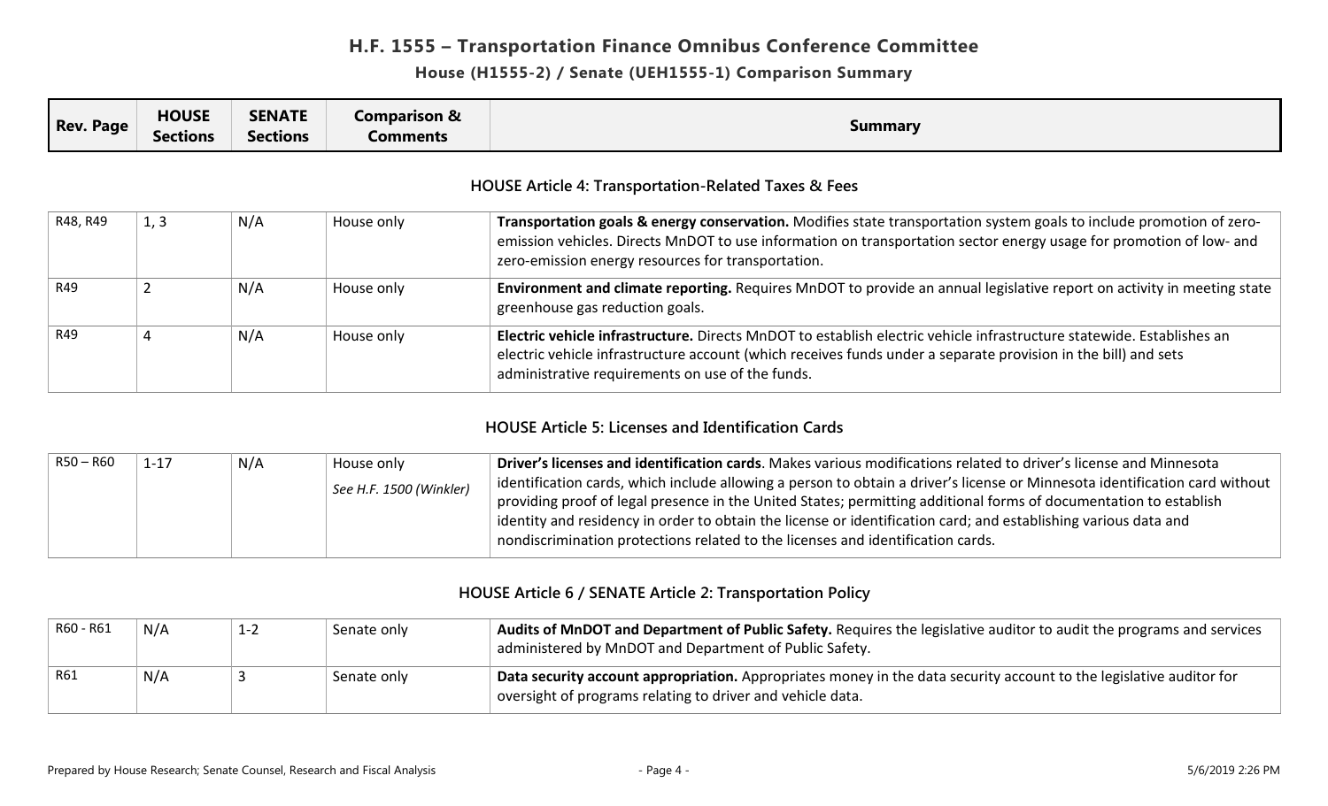# H.F. 1555 – Transportation Finance Omnibus Conference Committee

## House (H1555-2) / Senate (UEH1555-1) Comparison Summary

| Rev. Page | HOUSE Sections | SENATE Sections | Comparison & Comments | Summary |
|---|---|---|---|---|

### HOUSE Article 4: Transportation-Related Taxes & Fees

| Rev. Page | HOUSE Sections | SENATE Sections | Comparison & Comments | Summary |
|---|---|---|---|---|
| R48, R49 | 1, 3 | N/A | House only | **Transportation goals & energy conservation.** Modifies state transportation system goals to include promotion of zero-emission vehicles. Directs MnDOT to use information on transportation sector energy usage for promotion of low- and zero-emission energy resources for transportation. |
| R49 | 2 | N/A | House only | **Environment and climate reporting.** Requires MnDOT to provide an annual legislative report on activity in meeting state greenhouse gas reduction goals. |
| R49 | 4 | N/A | House only | **Electric vehicle infrastructure.** Directs MnDOT to establish electric vehicle infrastructure statewide. Establishes an electric vehicle infrastructure account (which receives funds under a separate provision in the bill) and sets administrative requirements on use of the funds. |

### HOUSE Article 5: Licenses and Identification Cards

| Rev. Page | HOUSE Sections | SENATE Sections | Comparison & Comments | Summary |
|---|---|---|---|---|
| R50 – R60 | 1-17 | N/A | House only<br>*See H.F. 1500 (Winkler)* | **Driver's licenses and identification cards**. Makes various modifications related to driver's license and Minnesota identification cards, which include allowing a person to obtain a driver's license or Minnesota identification card without providing proof of legal presence in the United States; permitting additional forms of documentation to establish identity and residency in order to obtain the license or identification card; and establishing various data and nondiscrimination protections related to the licenses and identification cards. |

### HOUSE Article 6 / SENATE Article 2: Transportation Policy

| Rev. Page | HOUSE Sections | SENATE Sections | Comparison & Comments | Summary |
|---|---|---|---|---|
| R60 - R61 | N/A | 1-2 | Senate only | **Audits of MnDOT and Department of Public Safety.** Requires the legislative auditor to audit the programs and services administered by MnDOT and Department of Public Safety. |
| R61 | N/A | 3 | Senate only | **Data security account appropriation.** Appropriates money in the data security account to the legislative auditor for oversight of programs relating to driver and vehicle data. |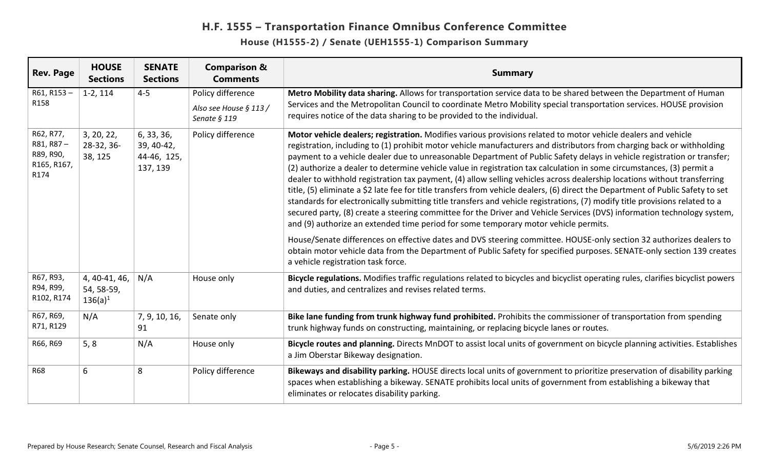# H.F. 1555 – Transportation Finance Omnibus Conference Committee

## House (H1555-2) / Senate (UEH1555-1) Comparison Summary

| Rev. Page | HOUSE Sections | SENATE Sections | Comparison & Comments | Summary |
|---|---|---|---|---|
| R61, R153 – R158 | 1-2, 114 | 4-5 | Policy difference *Also see House § 113 / Senate § 119* | **Metro Mobility data sharing.** Allows for transportation service data to be shared between the Department of Human Services and the Metropolitan Council to coordinate Metro Mobility special transportation services. HOUSE provision requires notice of the data sharing to be provided to the individual. |
| R62, R77, R81, R87 – R89, R90, R165, R167, R174 | 3, 20, 22, 28-32, 36-38, 125 | 6, 33, 36, 39, 40-42, 44-46, 125, 137, 139 | Policy difference | **Motor vehicle dealers; registration.** Modifies various provisions related to motor vehicle dealers and vehicle registration, including to (1) prohibit motor vehicle manufacturers and distributors from charging back or withholding payment to a vehicle dealer due to unreasonable Department of Public Safety delays in vehicle registration or transfer; (2) authorize a dealer to determine vehicle value in registration tax calculation in some circumstances, (3) permit a dealer to withhold registration tax payment, (4) allow selling vehicles across dealership locations without transferring title, (5) eliminate a $2 late fee for title transfers from vehicle dealers, (6) direct the Department of Public Safety to set standards for electronically submitting title transfers and vehicle registrations, (7) modify title provisions related to a secured party, (8) create a steering committee for the Driver and Vehicle Services (DVS) information technology system, and (9) authorize an extended time period for some temporary motor vehicle permits.<br><br>House/Senate differences on effective dates and DVS steering committee. HOUSE-only section 32 authorizes dealers to obtain motor vehicle data from the Department of Public Safety for specified purposes. SENATE-only section 139 creates a vehicle registration task force. |
| R67, R93, R94, R99, R102, R174 | 4, 40-41, 46, 54, 58-59, 136(a)[1] | N/A | House only | **Bicycle regulations.** Modifies traffic regulations related to bicycles and bicyclist operating rules, clarifies bicyclist powers and duties, and centralizes and revises related terms. |
| R67, R69, R71, R129 | N/A | 7, 9, 10, 16, 91 | Senate only | **Bike lane funding from trunk highway fund prohibited.** Prohibits the commissioner of transportation from spending trunk highway funds on constructing, maintaining, or replacing bicycle lanes or routes. |
| R66, R69 | 5, 8 | N/A | House only | **Bicycle routes and planning.** Directs MnDOT to assist local units of government on bicycle planning activities. Establishes a Jim Oberstar Bikeway designation. |
| R68 | 6 | 8 | Policy difference | **Bikeways and disability parking.** HOUSE directs local units of government to prioritize preservation of disability parking spaces when establishing a bikeway. SENATE prohibits local units of government from establishing a bikeway that eliminates or relocates disability parking. |

Prepared by House Research; Senate Counsel, Research and Fiscal Analysis

5/6/2019 2:26 PM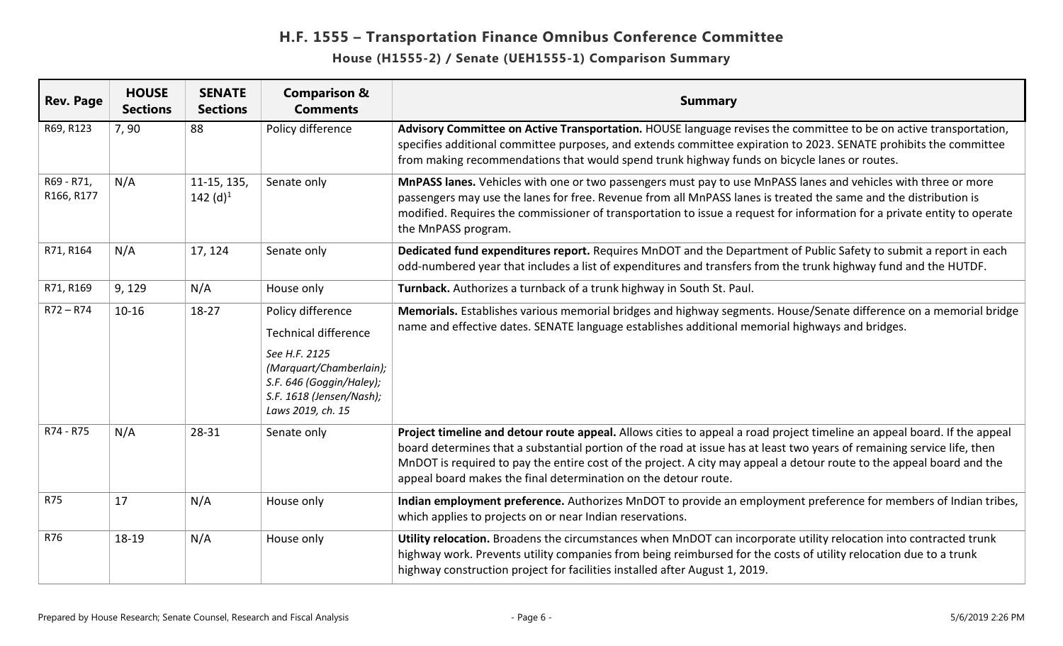## H.F. 1555 – Transportation Finance Omnibus Conference Committee

### House (H1555-2) / Senate (UEH1555-1) Comparison Summary

| Rev. Page | HOUSE Sections | SENATE Sections | Comparison & Comments | Summary |
|---|---|---|---|---|
| R69, R123 | 7, 90 | 88 | Policy difference | **Advisory Committee on Active Transportation.** HOUSE language revises the committee to be on active transportation, specifies additional committee purposes, and extends committee expiration to 2023. SENATE prohibits the committee from making recommendations that would spend trunk highway funds on bicycle lanes or routes. |
| R69 - R71, R166, R177 | N/A | 11-15, 135, 142 (d)[1] | Senate only | **MnPASS lanes.** Vehicles with one or two passengers must pay to use MnPASS lanes and vehicles with three or more passengers may use the lanes for free. Revenue from all MnPASS lanes is treated the same and the distribution is modified. Requires the commissioner of transportation to issue a request for information for a private entity to operate the MnPASS program. |
| R71, R164 | N/A | 17, 124 | Senate only | **Dedicated fund expenditures report.** Requires MnDOT and the Department of Public Safety to submit a report in each odd-numbered year that includes a list of expenditures and transfers from the trunk highway fund and the HUTDF. |
| R71, R169 | 9, 129 | N/A | House only | **Turnback.** Authorizes a turnback of a trunk highway in South St. Paul. |
| R72 – R74 | 10-16 | 18-27 | Policy difference<br>Technical difference<br>*See H.F. 2125 (Marquart/Chamberlain); S.F. 646 (Goggin/Haley); S.F. 1618 (Jensen/Nash); Laws 2019, ch. 15* | **Memorials.** Establishes various memorial bridges and highway segments. House/Senate difference on a memorial bridge name and effective dates. SENATE language establishes additional memorial highways and bridges. |
| R74 - R75 | N/A | 28-31 | Senate only | **Project timeline and detour route appeal.** Allows cities to appeal a road project timeline an appeal board. If the appeal board determines that a substantial portion of the road at issue has at least two years of remaining service life, then MnDOT is required to pay the entire cost of the project. A city may appeal a detour route to the appeal board and the appeal board makes the final determination on the detour route. |
| R75 | 17 | N/A | House only | **Indian employment preference.** Authorizes MnDOT to provide an employment preference for members of Indian tribes, which applies to projects on or near Indian reservations. |
| R76 | 18-19 | N/A | House only | **Utility relocation.** Broadens the circumstances when MnDOT can incorporate utility relocation into contracted trunk highway work. Prevents utility companies from being reimbursed for the costs of utility relocation due to a trunk highway construction project for facilities installed after August 1, 2019. |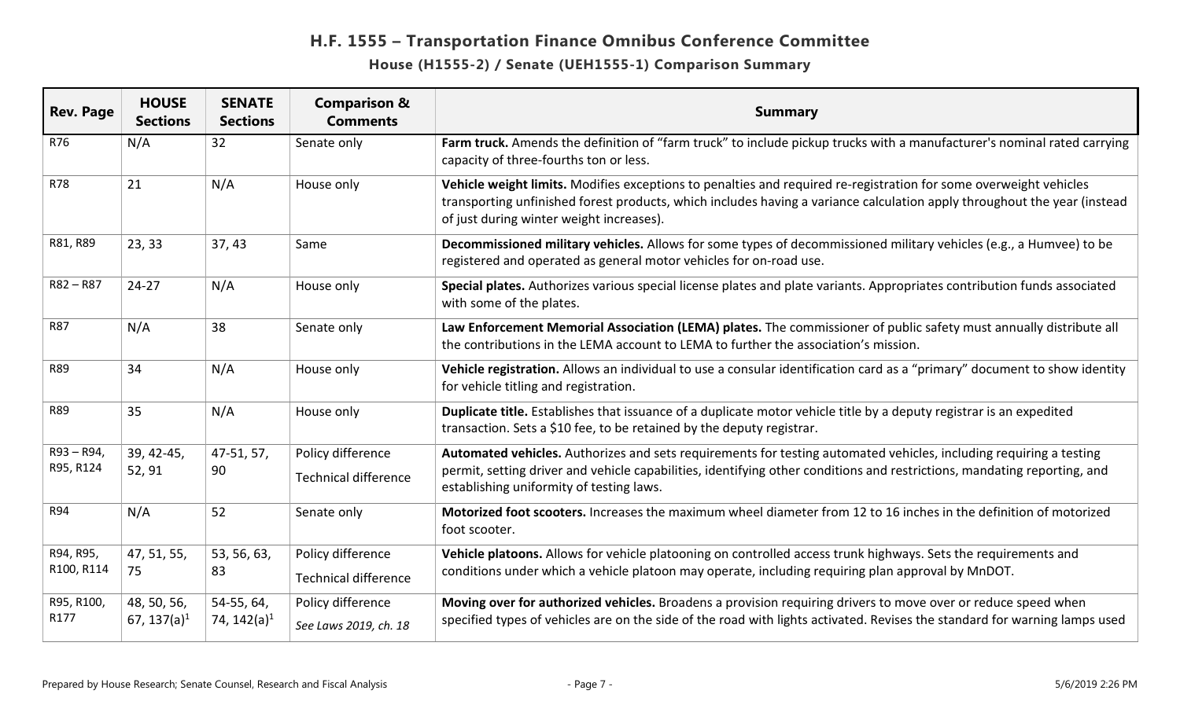## H.F. 1555 – Transportation Finance Omnibus Conference Committee

### House (H1555-2) / Senate (UEH1555-1) Comparison Summary

| Rev. Page | HOUSE Sections | SENATE Sections | Comparison & Comments | Summary |
|---|---|---|---|---|
| R76 | N/A | 32 | Senate only | **Farm truck.** Amends the definition of "farm truck" to include pickup trucks with a manufacturer's nominal rated carrying capacity of three-fourths ton or less. |
| R78 | 21 | N/A | House only | **Vehicle weight limits.** Modifies exceptions to penalties and required re-registration for some overweight vehicles transporting unfinished forest products, which includes having a variance calculation apply throughout the year (instead of just during winter weight increases). |
| R81, R89 | 23, 33 | 37, 43 | Same | **Decommissioned military vehicles.** Allows for some types of decommissioned military vehicles (e.g., a Humvee) to be registered and operated as general motor vehicles for on-road use. |
| R82 – R87 | 24-27 | N/A | House only | **Special plates.** Authorizes various special license plates and plate variants. Appropriates contribution funds associated with some of the plates. |
| R87 | N/A | 38 | Senate only | **Law Enforcement Memorial Association (LEMA) plates.** The commissioner of public safety must annually distribute all the contributions in the LEMA account to LEMA to further the association's mission. |
| R89 | 34 | N/A | House only | **Vehicle registration.** Allows an individual to use a consular identification card as a "primary" document to show identity for vehicle titling and registration. |
| R89 | 35 | N/A | House only | **Duplicate title.** Establishes that issuance of a duplicate motor vehicle title by a deputy registrar is an expedited transaction. Sets a $10 fee, to be retained by the deputy registrar. |
| R93 – R94, R95, R124 | 39, 42-45, 52, 91 | 47-51, 57, 90 | Policy difference<br>Technical difference | **Automated vehicles.** Authorizes and sets requirements for testing automated vehicles, including requiring a testing permit, setting driver and vehicle capabilities, identifying other conditions and restrictions, mandating reporting, and establishing uniformity of testing laws. |
| R94 | N/A | 52 | Senate only | **Motorized foot scooters.** Increases the maximum wheel diameter from 12 to 16 inches in the definition of motorized foot scooter. |
| R94, R95, R100, R114 | 47, 51, 55, 75 | 53, 56, 63, 83 | Policy difference<br>Technical difference | **Vehicle platoons.** Allows for vehicle platooning on controlled access trunk highways. Sets the requirements and conditions under which a vehicle platoon may operate, including requiring plan approval by MnDOT. |
| R95, R100, R177 | 48, 50, 56, 67, 137(a)[1] | 54-55, 64, 74, 142(a)[1] | Policy difference<br>*See Laws 2019, ch. 18* | **Moving over for authorized vehicles.** Broadens a provision requiring drivers to move over or reduce speed when specified types of vehicles are on the side of the road with lights activated. Revises the standard for warning lamps used |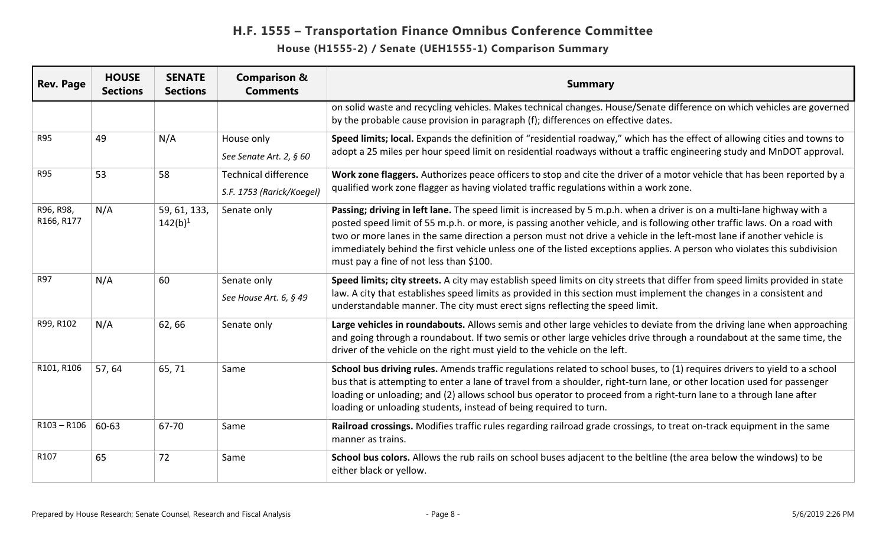# H.F. 1555 – Transportation Finance Omnibus Conference Committee

## House (H1555-2) / Senate (UEH1555-1) Comparison Summary

| Rev. Page | HOUSE Sections | SENATE Sections | Comparison & Comments | Summary |
|---|---|---|---|---|
| | | | | on solid waste and recycling vehicles. Makes technical changes. House/Senate difference on which vehicles are governed by the probable cause provision in paragraph (f); differences on effective dates. |
| R95 | 49 | N/A | House only *See Senate Art. 2, § 60* | **Speed limits; local.** Expands the definition of "residential roadway," which has the effect of allowing cities and towns to adopt a 25 miles per hour speed limit on residential roadways without a traffic engineering study and MnDOT approval. |
| R95 | 53 | 58 | Technical difference *S.F. 1753 (Rarick/Koegel)* | **Work zone flaggers.** Authorizes peace officers to stop and cite the driver of a motor vehicle that has been reported by a qualified work zone flagger as having violated traffic regulations within a work zone. |
| R96, R98, R166, R177 | N/A | 59, 61, 133, 142(b)[1] | Senate only | **Passing; driving in left lane.** The speed limit is increased by 5 m.p.h. when a driver is on a multi-lane highway with a posted speed limit of 55 m.p.h. or more, is passing another vehicle, and is following other traffic laws. On a road with two or more lanes in the same direction a person must not drive a vehicle in the left-most lane if another vehicle is immediately behind the first vehicle unless one of the listed exceptions applies. A person who violates this subdivision must pay a fine of not less than $100. |
| R97 | N/A | 60 | Senate only *See House Art. 6, § 49* | **Speed limits; city streets.** A city may establish speed limits on city streets that differ from speed limits provided in state law. A city that establishes speed limits as provided in this section must implement the changes in a consistent and understandable manner. The city must erect signs reflecting the speed limit. |
| R99, R102 | N/A | 62, 66 | Senate only | **Large vehicles in roundabouts.** Allows semis and other large vehicles to deviate from the driving lane when approaching and going through a roundabout. If two semis or other large vehicles drive through a roundabout at the same time, the driver of the vehicle on the right must yield to the vehicle on the left. |
| R101, R106 | 57, 64 | 65, 71 | Same | **School bus driving rules.** Amends traffic regulations related to school buses, to (1) requires drivers to yield to a school bus that is attempting to enter a lane of travel from a shoulder, right-turn lane, or other location used for passenger loading or unloading; and (2) allows school bus operator to proceed from a right-turn lane to a through lane after loading or unloading students, instead of being required to turn. |
| R103 – R106 | 60-63 | 67-70 | Same | **Railroad crossings.** Modifies traffic rules regarding railroad grade crossings, to treat on-track equipment in the same manner as trains. |
| R107 | 65 | 72 | Same | **School bus colors.** Allows the rub rails on school buses adjacent to the beltline (the area below the windows) to be either black or yellow. |

Prepared by House Research; Senate Counsel, Research and Fiscal Analysis — 5/6/2019 2:26 PM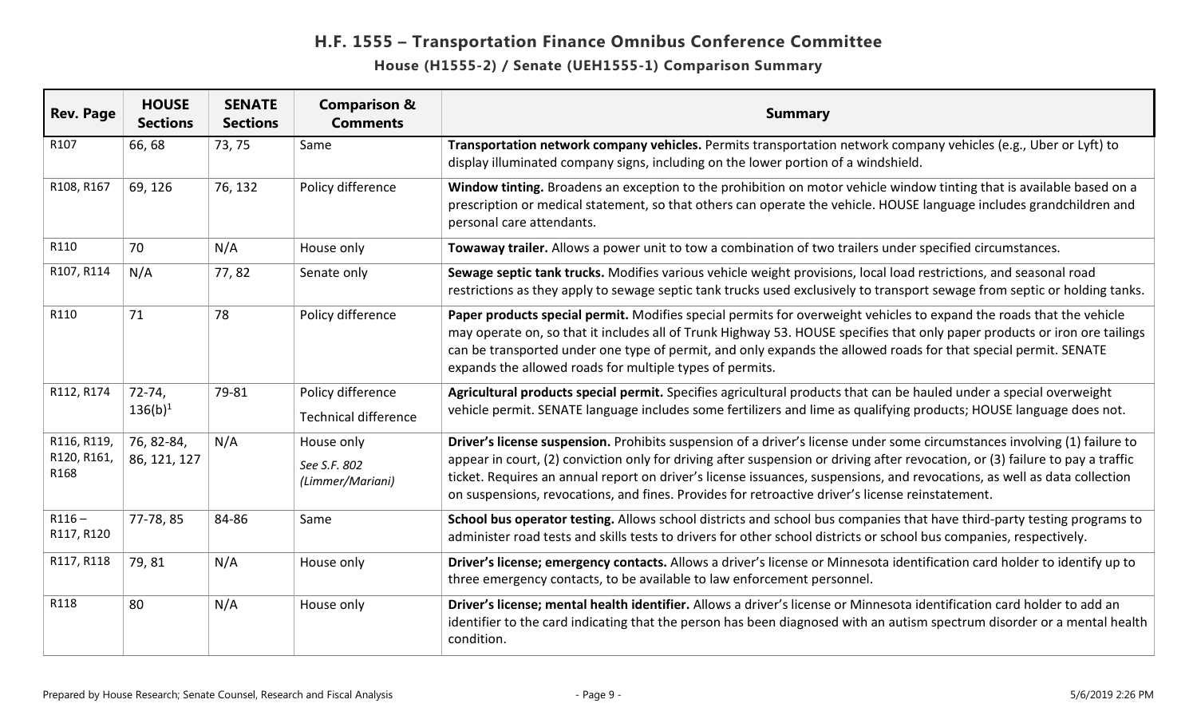# H.F. 1555 – Transportation Finance Omnibus Conference Committee

## House (H1555-2) / Senate (UEH1555-1) Comparison Summary

| Rev. Page | HOUSE Sections | SENATE Sections | Comparison & Comments | Summary |
|---|---|---|---|---|
| R107 | 66, 68 | 73, 75 | Same | **Transportation network company vehicles.** Permits transportation network company vehicles (e.g., Uber or Lyft) to display illuminated company signs, including on the lower portion of a windshield. |
| R108, R167 | 69, 126 | 76, 132 | Policy difference | **Window tinting.** Broadens an exception to the prohibition on motor vehicle window tinting that is available based on a prescription or medical statement, so that others can operate the vehicle. HOUSE language includes grandchildren and personal care attendants. |
| R110 | 70 | N/A | House only | **Towaway trailer.** Allows a power unit to tow a combination of two trailers under specified circumstances. |
| R107, R114 | N/A | 77, 82 | Senate only | **Sewage septic tank trucks.** Modifies various vehicle weight provisions, local load restrictions, and seasonal road restrictions as they apply to sewage septic tank trucks used exclusively to transport sewage from septic or holding tanks. |
| R110 | 71 | 78 | Policy difference | **Paper products special permit.** Modifies special permits for overweight vehicles to expand the roads that the vehicle may operate on, so that it includes all of Trunk Highway 53. HOUSE specifies that only paper products or iron ore tailings can be transported under one type of permit, and only expands the allowed roads for that special permit. SENATE expands the allowed roads for multiple types of permits. |
| R112, R174 | 72-74, 136(b)[1] | 79-81 | Policy difference<br>Technical difference | **Agricultural products special permit.** Specifies agricultural products that can be hauled under a special overweight vehicle permit. SENATE language includes some fertilizers and lime as qualifying products; HOUSE language does not. |
| R116, R119, R120, R161, R168 | 76, 82-84, 86, 121, 127 | N/A | House only<br>*See S.F. 802 (Limmer/Mariani)* | **Driver's license suspension.** Prohibits suspension of a driver's license under some circumstances involving (1) failure to appear in court, (2) conviction only for driving after suspension or driving after revocation, or (3) failure to pay a traffic ticket. Requires an annual report on driver's license issuances, suspensions, and revocations, as well as data collection on suspensions, revocations, and fines. Provides for retroactive driver's license reinstatement. |
| R116 – R117, R120 | 77-78, 85 | 84-86 | Same | **School bus operator testing.** Allows school districts and school bus companies that have third-party testing programs to administer road tests and skills tests to drivers for other school districts or school bus companies, respectively. |
| R117, R118 | 79, 81 | N/A | House only | **Driver's license; emergency contacts.** Allows a driver's license or Minnesota identification card holder to identify up to three emergency contacts, to be available to law enforcement personnel. |
| R118 | 80 | N/A | House only | **Driver's license; mental health identifier.** Allows a driver's license or Minnesota identification card holder to add an identifier to the card indicating that the person has been diagnosed with an autism spectrum disorder or a mental health condition. |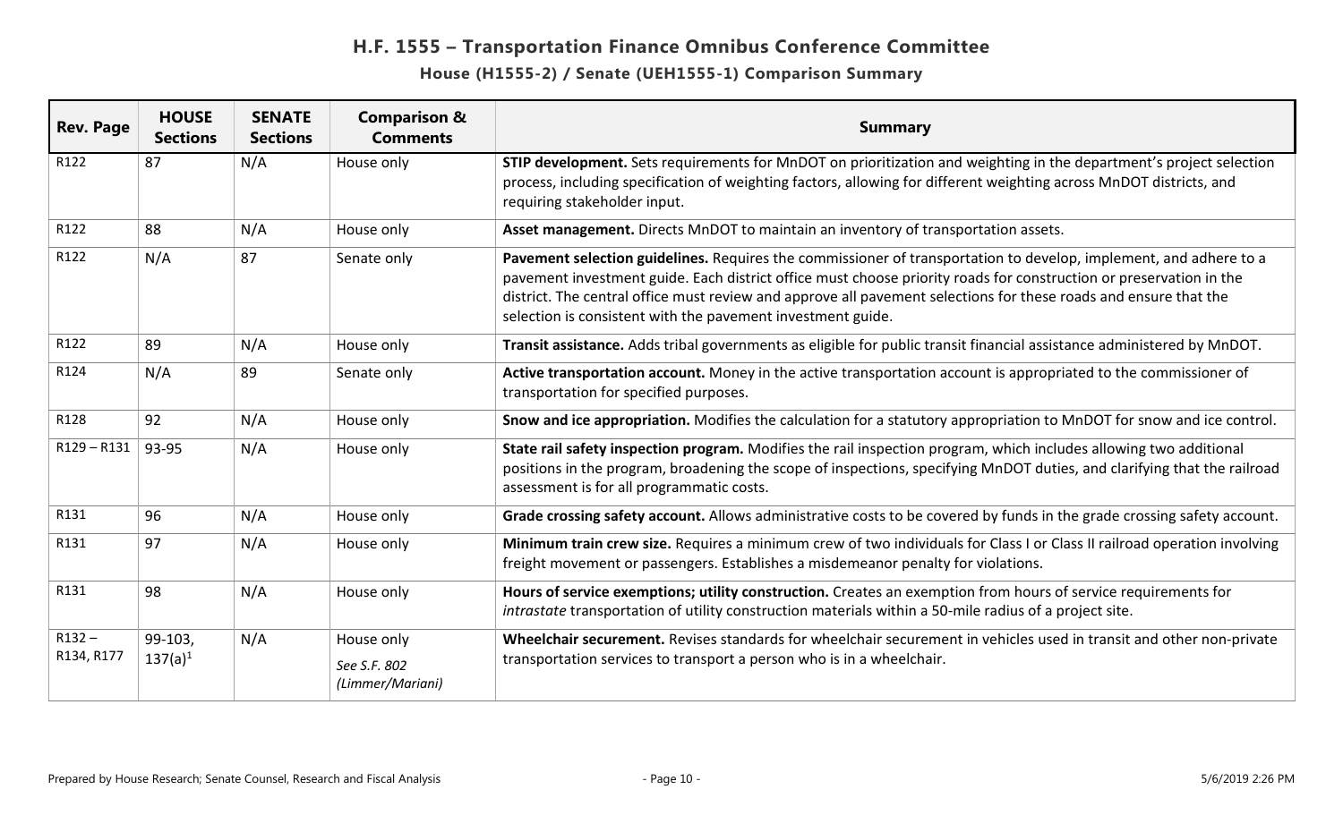# H.F. 1555 – Transportation Finance Omnibus Conference Committee

## House (H1555-2) / Senate (UEH1555-1) Comparison Summary

| Rev. Page | HOUSE Sections | SENATE Sections | Comparison & Comments | Summary |
|---|---|---|---|---|
| R122 | 87 | N/A | House only | **STIP development.** Sets requirements for MnDOT on prioritization and weighting in the department's project selection process, including specification of weighting factors, allowing for different weighting across MnDOT districts, and requiring stakeholder input. |
| R122 | 88 | N/A | House only | **Asset management.** Directs MnDOT to maintain an inventory of transportation assets. |
| R122 | N/A | 87 | Senate only | **Pavement selection guidelines.** Requires the commissioner of transportation to develop, implement, and adhere to a pavement investment guide. Each district office must choose priority roads for construction or preservation in the district. The central office must review and approve all pavement selections for these roads and ensure that the selection is consistent with the pavement investment guide. |
| R122 | 89 | N/A | House only | **Transit assistance.** Adds tribal governments as eligible for public transit financial assistance administered by MnDOT. |
| R124 | N/A | 89 | Senate only | **Active transportation account.** Money in the active transportation account is appropriated to the commissioner of transportation for specified purposes. |
| R128 | 92 | N/A | House only | **Snow and ice appropriation.** Modifies the calculation for a statutory appropriation to MnDOT for snow and ice control. |
| R129 – R131 | 93-95 | N/A | House only | **State rail safety inspection program.** Modifies the rail inspection program, which includes allowing two additional positions in the program, broadening the scope of inspections, specifying MnDOT duties, and clarifying that the railroad assessment is for all programmatic costs. |
| R131 | 96 | N/A | House only | **Grade crossing safety account.** Allows administrative costs to be covered by funds in the grade crossing safety account. |
| R131 | 97 | N/A | House only | **Minimum train crew size.** Requires a minimum crew of two individuals for Class I or Class II railroad operation involving freight movement or passengers. Establishes a misdemeanor penalty for violations. |
| R131 | 98 | N/A | House only | **Hours of service exemptions; utility construction.** Creates an exemption from hours of service requirements for *intrastate* transportation of utility construction materials within a 50-mile radius of a project site. |
| R132 – R134, R177 | 99-103, 137(a)[1] | N/A | House only *See S.F. 802 (Limmer/Mariani)* | **Wheelchair securement.** Revises standards for wheelchair securement in vehicles used in transit and other non-private transportation services to transport a person who is in a wheelchair. |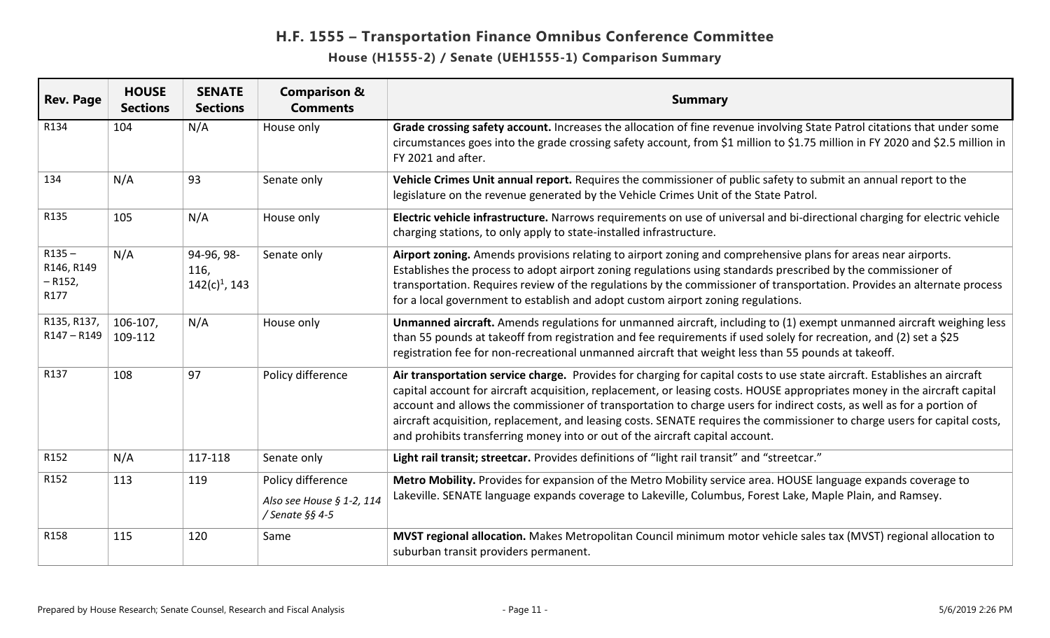# H.F. 1555 – Transportation Finance Omnibus Conference Committee

## House (H1555-2) / Senate (UEH1555-1) Comparison Summary

| Rev. Page | HOUSE Sections | SENATE Sections | Comparison & Comments | Summary |
|---|---|---|---|---|
| R134 | 104 | N/A | House only | **Grade crossing safety account.** Increases the allocation of fine revenue involving State Patrol citations that under some circumstances goes into the grade crossing safety account, from $1 million to $1.75 million in FY 2020 and $2.5 million in FY 2021 and after. |
| 134 | N/A | 93 | Senate only | **Vehicle Crimes Unit annual report.** Requires the commissioner of public safety to submit an annual report to the legislature on the revenue generated by the Vehicle Crimes Unit of the State Patrol. |
| R135 | 105 | N/A | House only | **Electric vehicle infrastructure.** Narrows requirements on use of universal and bi-directional charging for electric vehicle charging stations, to only apply to state-installed infrastructure. |
| R135 – R146, R149 – R152, R177 | N/A | 94-96, 98-116, 142(c)[1], 143 | Senate only | **Airport zoning.** Amends provisions relating to airport zoning and comprehensive plans for areas near airports. Establishes the process to adopt airport zoning regulations using standards prescribed by the commissioner of transportation. Requires review of the regulations by the commissioner of transportation. Provides an alternate process for a local government to establish and adopt custom airport zoning regulations. |
| R135, R137, R147 – R149 | 106-107, 109-112 | N/A | House only | **Unmanned aircraft.** Amends regulations for unmanned aircraft, including to (1) exempt unmanned aircraft weighing less than 55 pounds at takeoff from registration and fee requirements if used solely for recreation, and (2) set a $25 registration fee for non-recreational unmanned aircraft that weight less than 55 pounds at takeoff. |
| R137 | 108 | 97 | Policy difference | **Air transportation service charge.** Provides for charging for capital costs to use state aircraft. Establishes an aircraft capital account for aircraft acquisition, replacement, or leasing costs. HOUSE appropriates money in the aircraft capital account and allows the commissioner of transportation to charge users for indirect costs, as well as for a portion of aircraft acquisition, replacement, and leasing costs. SENATE requires the commissioner to charge users for capital costs, and prohibits transferring money into or out of the aircraft capital account. |
| R152 | N/A | 117-118 | Senate only | **Light rail transit; streetcar.** Provides definitions of "light rail transit" and "streetcar." |
| R152 | 113 | 119 | Policy difference *Also see House § 1-2, 114 / Senate §§ 4-5* | **Metro Mobility.** Provides for expansion of the Metro Mobility service area. HOUSE language expands coverage to Lakeville. SENATE language expands coverage to Lakeville, Columbus, Forest Lake, Maple Plain, and Ramsey. |
| R158 | 115 | 120 | Same | **MVST regional allocation.** Makes Metropolitan Council minimum motor vehicle sales tax (MVST) regional allocation to suburban transit providers permanent. |

Prepared by House Research; Senate Counsel, Research and Fiscal Analysis — 5/6/2019 2:26 PM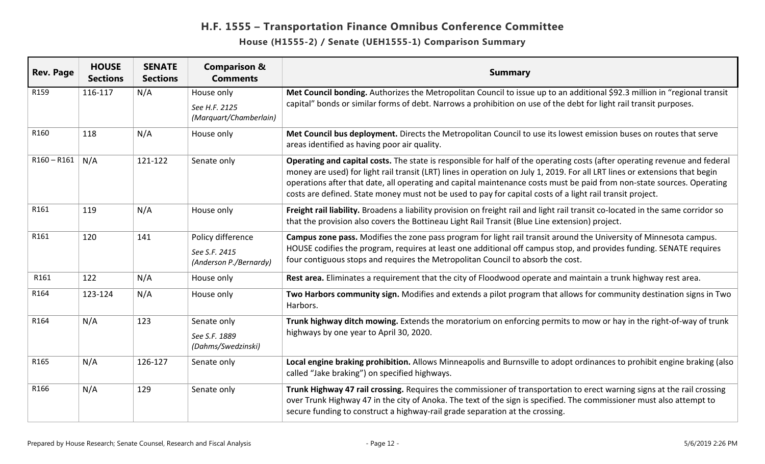# H.F. 1555 – Transportation Finance Omnibus Conference Committee

## House (H1555-2) / Senate (UEH1555-1) Comparison Summary

| Rev. Page | HOUSE Sections | SENATE Sections | Comparison & Comments | Summary |
|---|---|---|---|---|
| R159 | 116-117 | N/A | House only<br>*See H.F. 2125 (Marquart/Chamberlain)* | **Met Council bonding.** Authorizes the Metropolitan Council to issue up to an additional $92.3 million in "regional transit capital" bonds or similar forms of debt. Narrows a prohibition on use of the debt for light rail transit purposes. |
| R160 | 118 | N/A | House only | **Met Council bus deployment.** Directs the Metropolitan Council to use its lowest emission buses on routes that serve areas identified as having poor air quality. |
| R160 – R161 | N/A | 121-122 | Senate only | **Operating and capital costs.** The state is responsible for half of the operating costs (after operating revenue and federal money are used) for light rail transit (LRT) lines in operation on July 1, 2019. For all LRT lines or extensions that begin operations after that date, all operating and capital maintenance costs must be paid from non-state sources. Operating costs are defined. State money must not be used to pay for capital costs of a light rail transit project. |
| R161 | 119 | N/A | House only | **Freight rail liability.** Broadens a liability provision on freight rail and light rail transit co-located in the same corridor so that the provision also covers the Bottineau Light Rail Transit (Blue Line extension) project. |
| R161 | 120 | 141 | Policy difference<br>*See S.F. 2415 (Anderson P./Bernardy)* | **Campus zone pass.** Modifies the zone pass program for light rail transit around the University of Minnesota campus. HOUSE codifies the program, requires at least one additional off campus stop, and provides funding. SENATE requires four contiguous stops and requires the Metropolitan Council to absorb the cost. |
| R161 | 122 | N/A | House only | **Rest area.** Eliminates a requirement that the city of Floodwood operate and maintain a trunk highway rest area. |
| R164 | 123-124 | N/A | House only | **Two Harbors community sign.** Modifies and extends a pilot program that allows for community destination signs in Two Harbors. |
| R164 | N/A | 123 | Senate only<br>*See S.F. 1889 (Dahms/Swedzinski)* | **Trunk highway ditch mowing.** Extends the moratorium on enforcing permits to mow or hay in the right-of-way of trunk highways by one year to April 30, 2020. |
| R165 | N/A | 126-127 | Senate only | **Local engine braking prohibition.** Allows Minneapolis and Burnsville to adopt ordinances to prohibit engine braking (also called "Jake braking") on specified highways. |
| R166 | N/A | 129 | Senate only | **Trunk Highway 47 rail crossing.** Requires the commissioner of transportation to erect warning signs at the rail crossing over Trunk Highway 47 in the city of Anoka. The text of the sign is specified. The commissioner must also attempt to secure funding to construct a highway-rail grade separation at the crossing. |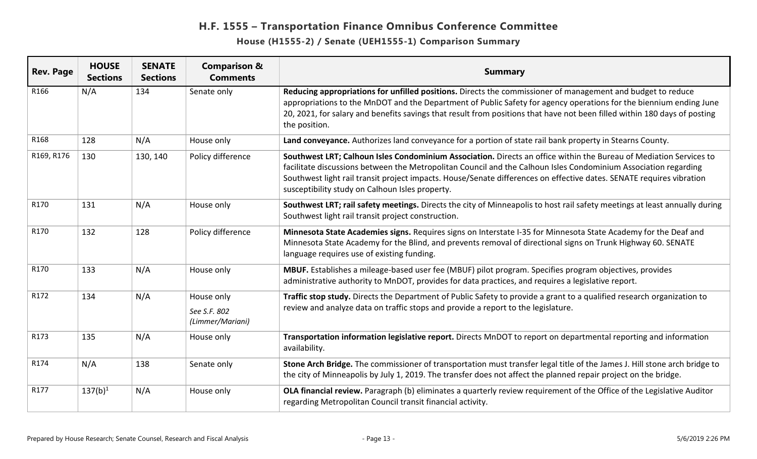# H.F. 1555 – Transportation Finance Omnibus Conference Committee

## House (H1555-2) / Senate (UEH1555-1) Comparison Summary

| Rev. Page | HOUSE Sections | SENATE Sections | Comparison & Comments | Summary |
|---|---|---|---|---|
| R166 | N/A | 134 | Senate only | **Reducing appropriations for unfilled positions.** Directs the commissioner of management and budget to reduce appropriations to the MnDOT and the Department of Public Safety for agency operations for the biennium ending June 20, 2021, for salary and benefits savings that result from positions that have not been filled within 180 days of posting the position. |
| R168 | 128 | N/A | House only | **Land conveyance.** Authorizes land conveyance for a portion of state rail bank property in Stearns County. |
| R169, R176 | 130 | 130, 140 | Policy difference | **Southwest LRT; Calhoun Isles Condominium Association.** Directs an office within the Bureau of Mediation Services to facilitate discussions between the Metropolitan Council and the Calhoun Isles Condominium Association regarding Southwest light rail transit project impacts. House/Senate differences on effective dates. SENATE requires vibration susceptibility study on Calhoun Isles property. |
| R170 | 131 | N/A | House only | **Southwest LRT; rail safety meetings.** Directs the city of Minneapolis to host rail safety meetings at least annually during Southwest light rail transit project construction. |
| R170 | 132 | 128 | Policy difference | **Minnesota State Academies signs.** Requires signs on Interstate I-35 for Minnesota State Academy for the Deaf and Minnesota State Academy for the Blind, and prevents removal of directional signs on Trunk Highway 60. SENATE language requires use of existing funding. |
| R170 | 133 | N/A | House only | **MBUF.** Establishes a mileage-based user fee (MBUF) pilot program. Specifies program objectives, provides administrative authority to MnDOT, provides for data practices, and requires a legislative report. |
| R172 | 134 | N/A | House only<br>*See S.F. 802 (Limmer/Mariani)* | **Traffic stop study.** Directs the Department of Public Safety to provide a grant to a qualified research organization to review and analyze data on traffic stops and provide a report to the legislature. |
| R173 | 135 | N/A | House only | **Transportation information legislative report.** Directs MnDOT to report on departmental reporting and information availability. |
| R174 | N/A | 138 | Senate only | **Stone Arch Bridge.** The commissioner of transportation must transfer legal title of the James J. Hill stone arch bridge to the city of Minneapolis by July 1, 2019. The transfer does not affect the planned repair project on the bridge. |
| R177 | 137(b)[1] | N/A | House only | **OLA financial review.** Paragraph (b) eliminates a quarterly review requirement of the Office of the Legislative Auditor regarding Metropolitan Council transit financial activity. |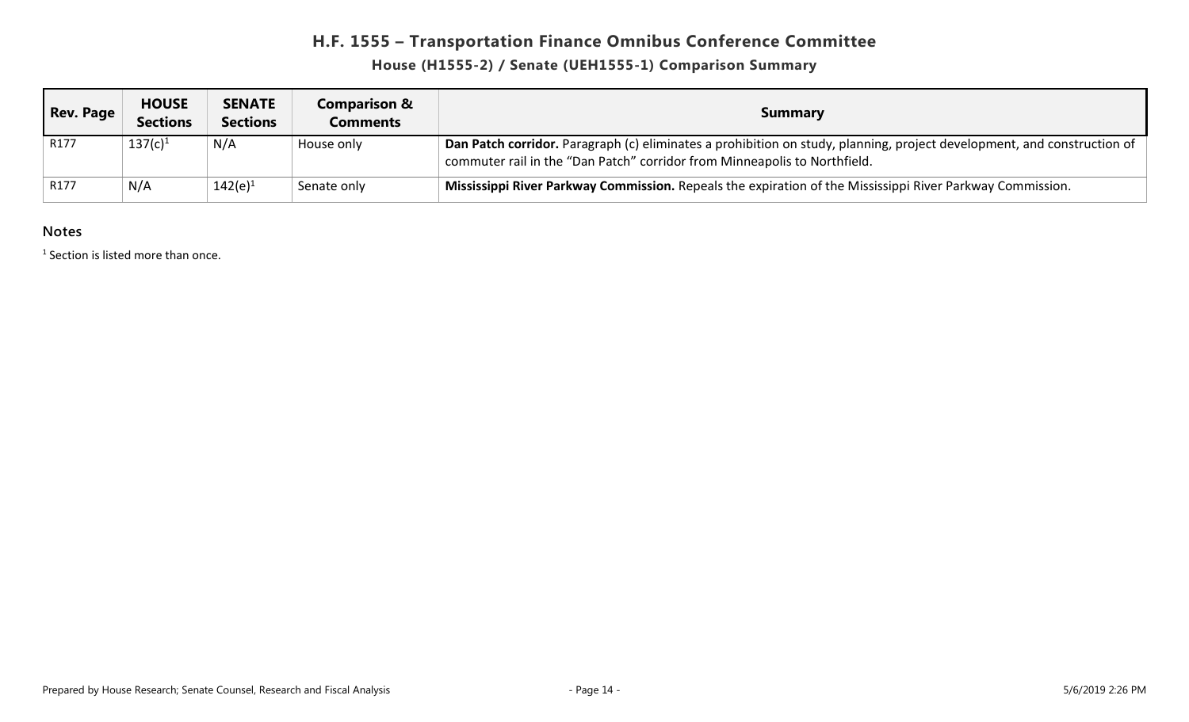# H.F. 1555 – Transportation Finance Omnibus Conference Committee

## House (H1555-2) / Senate (UEH1555-1) Comparison Summary

| Rev. Page | HOUSE Sections | SENATE Sections | Comparison & Comments | Summary |
|---|---|---|---|---|
| R177 | 137(c)[1] | N/A | House only | **Dan Patch corridor.** Paragraph (c) eliminates a prohibition on study, planning, project development, and construction of commuter rail in the "Dan Patch" corridor from Minneapolis to Northfield. |
| R177 | N/A | 142(e)[1] | Senate only | **Mississippi River Parkway Commission.** Repeals the expiration of the Mississippi River Parkway Commission. |

### Notes

[1] Section is listed more than once.